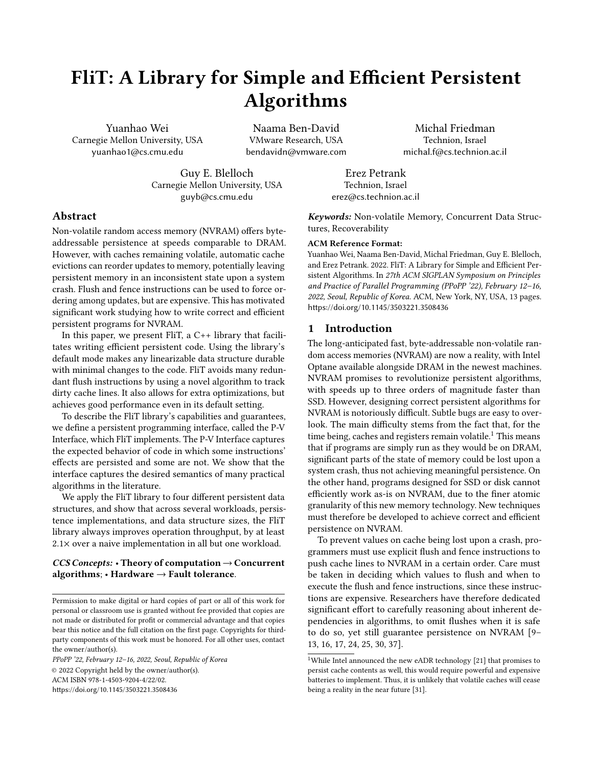# FliT: A Library for Simple and Efficient Persistent Algorithms

Yuanhao Wei
Carnegie Mellon University, USA
yuanhao1@cs.cmu.edu

Naama Ben-David
VMware Research, USA
bendavidn@vmware.com

Michal Friedman
Technion, Israel
michal.f@cs.technion.ac.il

Guy E. Blelloch
Carnegie Mellon University, USA
guyb@cs.cmu.edu

Erez Petrank
Technion, Israel
erez@cs.technion.ac.il

## Abstract

Non-volatile random access memory (NVRAM) offers byte-addressable persistence at speeds comparable to DRAM. However, with caches remaining volatile, automatic cache evictions can reorder updates to memory, potentially leaving persistent memory in an inconsistent state upon a system crash. Flush and fence instructions can be used to force ordering among updates, but are expensive. This has motivated significant work studying how to write correct and efficient persistent programs for NVRAM.

In this paper, we present FliT, a C++ library that facilitates writing efficient persistent code. Using the library's default mode makes any linearizable data structure durable with minimal changes to the code. FliT avoids many redundant flush instructions by using a novel algorithm to track dirty cache lines. It also allows for extra optimizations, but achieves good performance even in its default setting.

To describe the FliT library's capabilities and guarantees, we define a persistent programming interface, called the P-V Interface, which FliT implements. The P-V Interface captures the expected behavior of code in which some instructions' effects are persisted and some are not. We show that the interface captures the desired semantics of many practical algorithms in the literature.

We apply the FliT library to four different persistent data structures, and show that across several workloads, persistence implementations, and data structure sizes, the FliT library always improves operation throughput, by at least 2.1× over a naive implementation in all but one workload.

*CCS Concepts:* • **Theory of computation → Concurrent algorithms**; • **Hardware → Fault tolerance**.

*Keywords:* Non-volatile Memory, Concurrent Data Structures, Recoverability

**ACM Reference Format:**
Yuanhao Wei, Naama Ben-David, Michal Friedman, Guy E. Blelloch, and Erez Petrank. 2022. FliT: A Library for Simple and Efficient Persistent Algorithms. In *27th ACM SIGPLAN Symposium on Principles and Practice of Parallel Programming (PPoPP '22), February 12–16, 2022, Seoul, Republic of Korea.* ACM, New York, NY, USA, 13 pages. https://doi.org/10.1145/3503221.3508436

Permission to make digital or hard copies of part or all of this work for personal or classroom use is granted without fee provided that copies are not made or distributed for profit or commercial advantage and that copies bear this notice and the full citation on the first page. Copyrights for third-party components of this work must be honored. For all other uses, contact the owner/author(s).
*PPoPP '22, February 12–16, 2022, Seoul, Republic of Korea*
© 2022 Copyright held by the owner/author(s).
ACM ISBN 978-1-4503-9204-4/22/02.
https://doi.org/10.1145/3503221.3508436

## 1 Introduction

The long-anticipated fast, byte-addressable non-volatile random access memories (NVRAM) are now a reality, with Intel Optane available alongside DRAM in the newest machines. NVRAM promises to revolutionize persistent algorithms, with speeds up to three orders of magnitude faster than SSD. However, designing correct persistent algorithms for NVRAM is notoriously difficult. Subtle bugs are easy to overlook. The main difficulty stems from the fact that, for the time being, caches and registers remain volatile.[1] This means that if programs are simply run as they would be on DRAM, significant parts of the state of memory could be lost upon a system crash, thus not achieving meaningful persistence. On the other hand, programs designed for SSD or disk cannot efficiently work as-is on NVRAM, due to the finer atomic granularity of this new memory technology. New techniques must therefore be developed to achieve correct and efficient persistence on NVRAM.

To prevent values on cache being lost upon a crash, programmers must use explicit flush and fence instructions to push cache lines to NVRAM in a certain order. Care must be taken in deciding which values to flush and when to execute the flush and fence instructions, since these instructions are expensive. Researchers have therefore dedicated significant effort to carefully reasoning about inherent dependencies in algorithms, to omit flushes when it is safe to do so, yet still guarantee persistence on NVRAM [9–13, 16, 17, 24, 25, 30, 37].

[1] While Intel announced the new eADR technology [21] that promises to persist cache contents as well, this would require powerful and expensive batteries to implement. Thus, it is unlikely that volatile caches will cease being a reality in the near future [31].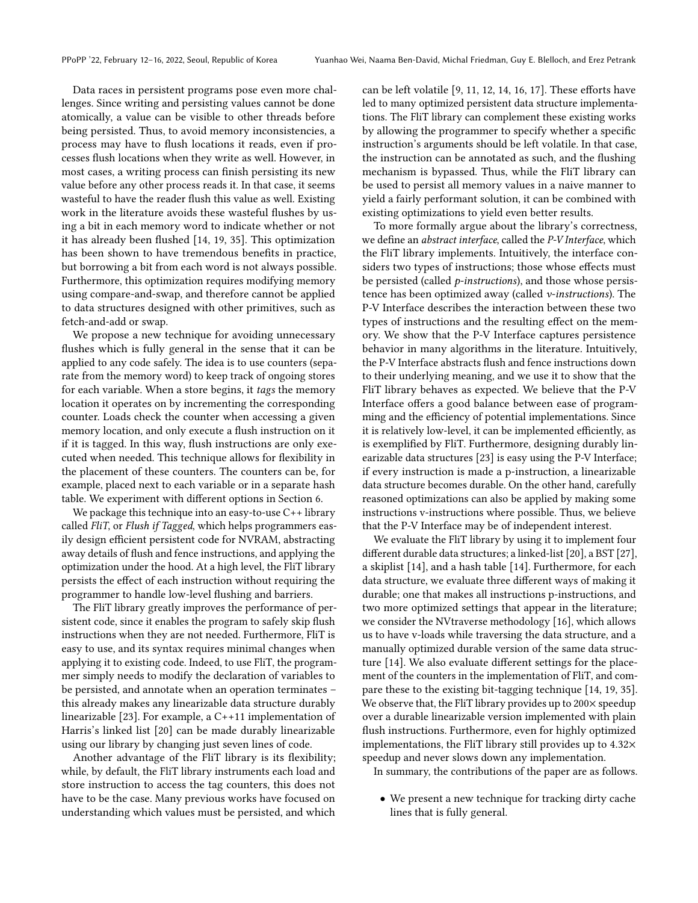Data races in persistent programs pose even more challenges. Since writing and persisting values cannot be done atomically, a value can be visible to other threads before being persisted. Thus, to avoid memory inconsistencies, a process may have to flush locations it reads, even if processes flush locations when they write as well. However, in most cases, a writing process can finish persisting its new value before any other process reads it. In that case, it seems wasteful to have the reader flush this value as well. Existing work in the literature avoids these wasteful flushes by using a bit in each memory word to indicate whether or not it has already been flushed [14, 19, 35]. This optimization has been shown to have tremendous benefits in practice, but borrowing a bit from each word is not always possible. Furthermore, this optimization requires modifying memory using compare-and-swap, and therefore cannot be applied to data structures designed with other primitives, such as fetch-and-add or swap.

We propose a new technique for avoiding unnecessary flushes which is fully general in the sense that it can be applied to any code safely. The idea is to use counters (separate from the memory word) to keep track of ongoing stores for each variable. When a store begins, it *tags* the memory location it operates on by incrementing the corresponding counter. Loads check the counter when accessing a given memory location, and only execute a flush instruction on it if it is tagged. In this way, flush instructions are only executed when needed. This technique allows for flexibility in the placement of these counters. The counters can be, for example, placed next to each variable or in a separate hash table. We experiment with different options in Section 6.

We package this technique into an easy-to-use C++ library called *FliT*, or *Flush if Tagged*, which helps programmers easily design efficient persistent code for NVRAM, abstracting away details of flush and fence instructions, and applying the optimization under the hood. At a high level, the FliT library persists the effect of each instruction without requiring the programmer to handle low-level flushing and barriers.

The FliT library greatly improves the performance of persistent code, since it enables the program to safely skip flush instructions when they are not needed. Furthermore, FliT is easy to use, and its syntax requires minimal changes when applying it to existing code. Indeed, to use FliT, the programmer simply needs to modify the declaration of variables to be persisted, and annotate when an operation terminates – this already makes any linearizable data structure durably linearizable [23]. For example, a C++11 implementation of Harris's linked list [20] can be made durably linearizable using our library by changing just seven lines of code.

Another advantage of the FliT library is its flexibility; while, by default, the FliT library instruments each load and store instruction to access the tag counters, this does not have to be the case. Many previous works have focused on understanding which values must be persisted, and which can be left volatile [9, 11, 12, 14, 16, 17]. These efforts have led to many optimized persistent data structure implementations. The FliT library can complement these existing works by allowing the programmer to specify whether a specific instruction's arguments should be left volatile. In that case, the instruction can be annotated as such, and the flushing mechanism is bypassed. Thus, while the FliT library can be used to persist all memory values in a naive manner to yield a fairly performant solution, it can be combined with existing optimizations to yield even better results.

To more formally argue about the library's correctness, we define an *abstract interface*, called the *P-V Interface*, which the FliT library implements. Intuitively, the interface considers two types of instructions; those whose effects must be persisted (called *p-instructions*), and those whose persistence has been optimized away (called *v-instructions*). The P-V Interface describes the interaction between these two types of instructions and the resulting effect on the memory. We show that the P-V Interface captures persistence behavior in many algorithms in the literature. Intuitively, the P-V Interface abstracts flush and fence instructions down to their underlying meaning, and we use it to show that the FliT library behaves as expected. We believe that the P-V Interface offers a good balance between ease of programming and the efficiency of potential implementations. Since it is relatively low-level, it can be implemented efficiently, as is exemplified by FliT. Furthermore, designing durably linearizable data structures [23] is easy using the P-V Interface; if every instruction is made a p-instruction, a linearizable data structure becomes durable. On the other hand, carefully reasoned optimizations can also be applied by making some instructions v-instructions where possible. Thus, we believe that the P-V Interface may be of independent interest.

We evaluate the FliT library by using it to implement four different durable data structures; a linked-list [20], a BST [27], a skiplist [14], and a hash table [14]. Furthermore, for each data structure, we evaluate three different ways of making it durable; one that makes all instructions p-instructions, and two more optimized settings that appear in the literature; we consider the NVtraverse methodology [16], which allows us to have v-loads while traversing the data structure, and a manually optimized durable version of the same data structure [14]. We also evaluate different settings for the placement of the counters in the implementation of FliT, and compare these to the existing bit-tagging technique [14, 19, 35]. We observe that, the FliT library provides up to 200× speedup over a durable linearizable version implemented with plain flush instructions. Furthermore, even for highly optimized implementations, the FliT library still provides up to 4.32× speedup and never slows down any implementation.

In summary, the contributions of the paper are as follows.

- We present a new technique for tracking dirty cache lines that is fully general.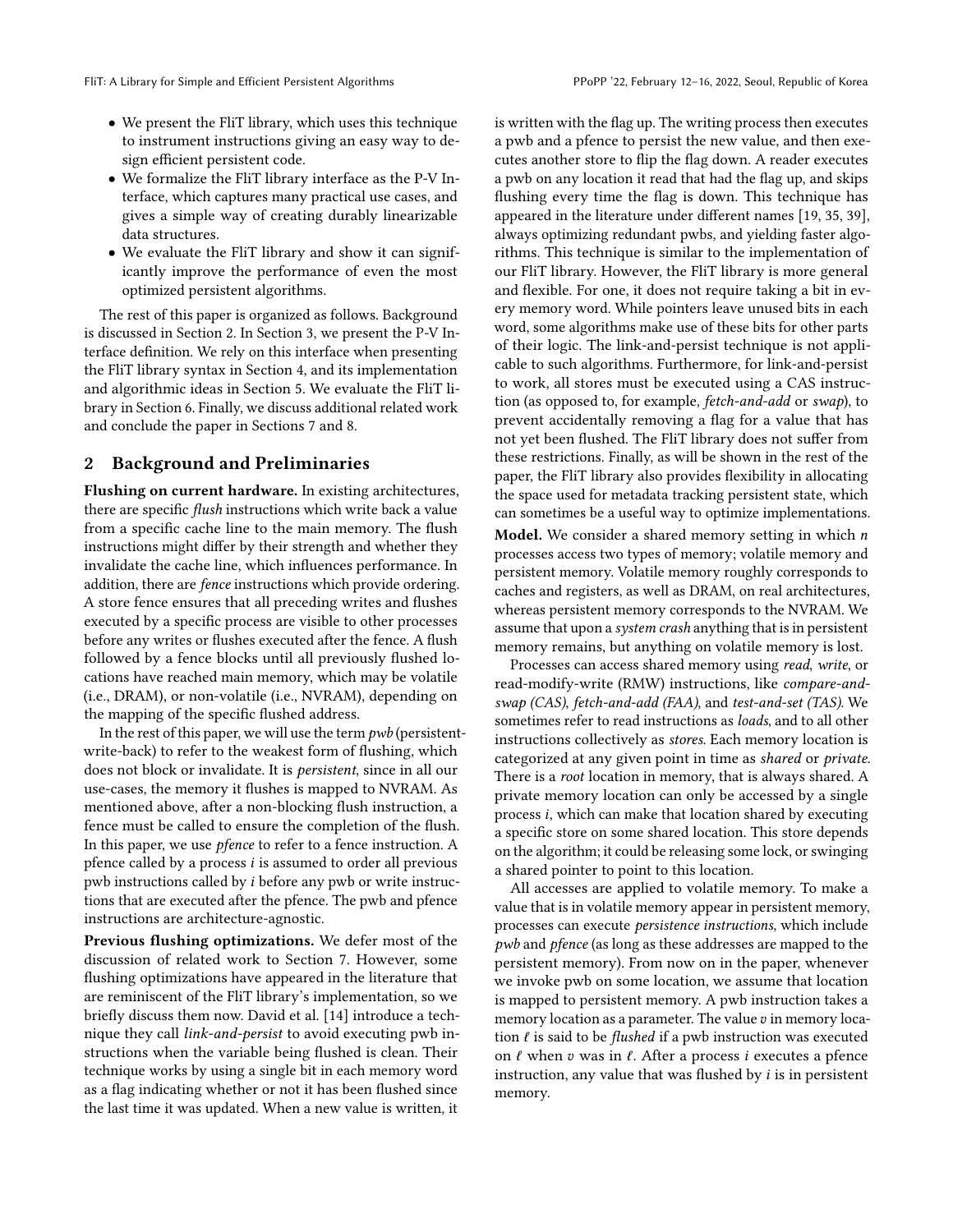- We present the FliT library, which uses this technique to instrument instructions giving an easy way to design efficient persistent code.
- We formalize the FliT library interface as the P-V Interface, which captures many practical use cases, and gives a simple way of creating durably linearizable data structures.
- We evaluate the FliT library and show it can significantly improve the performance of even the most optimized persistent algorithms.

The rest of this paper is organized as follows. Background is discussed in Section 2. In Section 3, we present the P-V Interface definition. We rely on this interface when presenting the FliT library syntax in Section 4, and its implementation and algorithmic ideas in Section 5. We evaluate the FliT library in Section 6. Finally, we discuss additional related work and conclude the paper in Sections 7 and 8.

## 2 Background and Preliminaries

**Flushing on current hardware.** In existing architectures, there are specific *flush* instructions which write back a value from a specific cache line to the main memory. The flush instructions might differ by their strength and whether they invalidate the cache line, which influences performance. In addition, there are *fence* instructions which provide ordering. A store fence ensures that all preceding writes and flushes executed by a specific process are visible to other processes before any writes or flushes executed after the fence. A flush followed by a fence blocks until all previously flushed locations have reached main memory, which may be volatile (i.e., DRAM), or non-volatile (i.e., NVRAM), depending on the mapping of the specific flushed address.

In the rest of this paper, we will use the term *pwb* (persistent-write-back) to refer to the weakest form of flushing, which does not block or invalidate. It is *persistent*, since in all our use-cases, the memory it flushes is mapped to NVRAM. As mentioned above, after a non-blocking flush instruction, a fence must be called to ensure the completion of the flush. In this paper, we use *pfence* to refer to a fence instruction. A pfence called by a process $i$ is assumed to order all previous pwb instructions called by $i$ before any pwb or write instructions that are executed after the pfence. The pwb and pfence instructions are architecture-agnostic.

**Previous flushing optimizations.** We defer most of the discussion of related work to Section 7. However, some flushing optimizations have appeared in the literature that are reminiscent of the FliT library's implementation, so we briefly discuss them now. David et al. [14] introduce a technique they call *link-and-persist* to avoid executing pwb instructions when the variable being flushed is clean. Their technique works by using a single bit in each memory word as a flag indicating whether or not it has been flushed since the last time it was updated. When a new value is written, it is written with the flag up. The writing process then executes a pwb and a pfence to persist the new value, and then executes another store to flip the flag down. A reader executes a pwb on any location it read that had the flag up, and skips flushing every time the flag is down. This technique has appeared in the literature under different names [19, 35, 39], always optimizing redundant pwbs, and yielding faster algorithms. This technique is similar to the implementation of our FliT library. However, the FliT library is more general and flexible. For one, it does not require taking a bit in every memory word. While pointers leave unused bits in each word, some algorithms make use of these bits for other parts of their logic. The link-and-persist technique is not applicable to such algorithms. Furthermore, for link-and-persist to work, all stores must be executed using a CAS instruction (as opposed to, for example, *fetch-and-add* or *swap*), to prevent accidentally removing a flag for a value that has not yet been flushed. The FliT library does not suffer from these restrictions. Finally, as will be shown in the rest of the paper, the FliT library also provides flexibility in allocating the space used for metadata tracking persistent state, which can sometimes be a useful way to optimize implementations.

**Model.** We consider a shared memory setting in which $n$ processes access two types of memory; volatile memory and persistent memory. Volatile memory roughly corresponds to caches and registers, as well as DRAM, on real architectures, whereas persistent memory corresponds to the NVRAM. We assume that upon a *system crash* anything that is in persistent memory remains, but anything on volatile memory is lost.

Processes can access shared memory using *read*, *write*, or read-modify-write (RMW) instructions, like *compare-and-swap (CAS)*, *fetch-and-add (FAA)*, and *test-and-set (TAS)*. We sometimes refer to read instructions as *loads*, and to all other instructions collectively as *stores*. Each memory location is categorized at any given point in time as *shared* or *private*. There is a *root* location in memory, that is always shared. A private memory location can only be accessed by a single process $i$, which can make that location shared by executing a specific store on some shared location. This store depends on the algorithm; it could be releasing some lock, or swinging a shared pointer to point to this location.

All accesses are applied to volatile memory. To make a value that is in volatile memory appear in persistent memory, processes can execute *persistence instructions*, which include *pwb* and *pfence* (as long as these addresses are mapped to the persistent memory). From now on in the paper, whenever we invoke pwb on some location, we assume that location is mapped to persistent memory. A pwb instruction takes a memory location as a parameter. The value $v$ in memory location $\ell$ is said to be *flushed* if a pwb instruction was executed on $\ell$ when $v$ was in $\ell$. After a process $i$ executes a pfence instruction, any value that was flushed by $i$ is in persistent memory.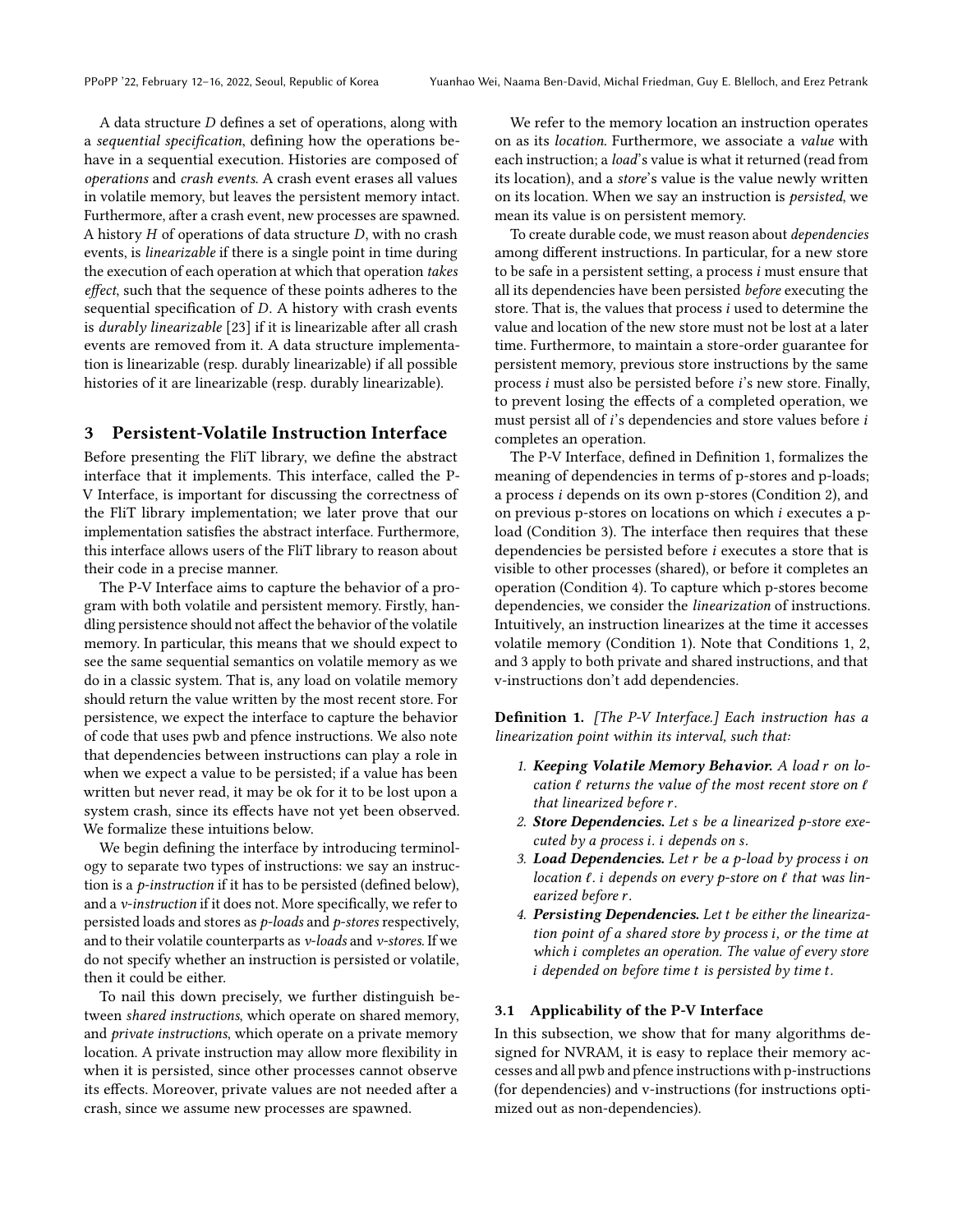A data structure $D$ defines a set of operations, along with a *sequential specification*, defining how the operations behave in a sequential execution. Histories are composed of *operations* and *crash events*. A crash event erases all values in volatile memory, but leaves the persistent memory intact. Furthermore, after a crash event, new processes are spawned. A history $H$ of operations of data structure $D$, with no crash events, is *linearizable* if there is a single point in time during the execution of each operation at which that operation *takes effect*, such that the sequence of these points adheres to the sequential specification of $D$. A history with crash events is *durably linearizable* [23] if it is linearizable after all crash events are removed from it. A data structure implementation is linearizable (resp. durably linearizable) if all possible histories of it are linearizable (resp. durably linearizable).

## 3 Persistent-Volatile Instruction Interface

Before presenting the FliT library, we define the abstract interface that it implements. This interface, called the P-V Interface, is important for discussing the correctness of the FliT library implementation; we later prove that our implementation satisfies the abstract interface. Furthermore, this interface allows users of the FliT library to reason about their code in a precise manner.

The P-V Interface aims to capture the behavior of a program with both volatile and persistent memory. Firstly, handling persistence should not affect the behavior of the volatile memory. In particular, this means that we should expect to see the same sequential semantics on volatile memory as we do in a classic system. That is, any load on volatile memory should return the value written by the most recent store. For persistence, we expect the interface to capture the behavior of code that uses pwb and pfence instructions. We also note that dependencies between instructions can play a role in when we expect a value to be persisted; if a value has been written but never read, it may be ok for it to be lost upon a system crash, since its effects have not yet been observed. We formalize these intuitions below.

We begin defining the interface by introducing terminology to separate two types of instructions: we say an instruction is a *p-instruction* if it has to be persisted (defined below), and a *v-instruction* if it does not. More specifically, we refer to persisted loads and stores as *p-loads* and *p-stores* respectively, and to their volatile counterparts as *v-loads* and *v-stores*. If we do not specify whether an instruction is persisted or volatile, then it could be either.

To nail this down precisely, we further distinguish between *shared instructions*, which operate on shared memory, and *private instructions*, which operate on a private memory location. A private instruction may allow more flexibility in when it is persisted, since other processes cannot observe its effects. Moreover, private values are not needed after a crash, since we assume new processes are spawned.

We refer to the memory location an instruction operates on as its *location*. Furthermore, we associate a *value* with each instruction; a *load*'s value is what it returned (read from its location), and a *store*'s value is the value newly written on its location. When we say an instruction is *persisted*, we mean its value is on persistent memory.

To create durable code, we must reason about *dependencies* among different instructions. In particular, for a new store to be safe in a persistent setting, a process $i$ must ensure that all its dependencies have been persisted *before* executing the store. That is, the values that process $i$ used to determine the value and location of the new store must not be lost at a later time. Furthermore, to maintain a store-order guarantee for persistent memory, previous store instructions by the same process $i$ must also be persisted before $i$'s new store. Finally, to prevent losing the effects of a completed operation, we must persist all of $i$'s dependencies and store values before $i$ completes an operation.

The P-V Interface, defined in Definition 1, formalizes the meaning of dependencies in terms of p-stores and p-loads; a process $i$ depends on its own p-stores (Condition 2), and on previous p-stores on locations on which $i$ executes a p-load (Condition 3). The interface then requires that these dependencies be persisted before $i$ executes a store that is visible to other processes (shared), or before it completes an operation (Condition 4). To capture which p-stores become dependencies, we consider the *linearization* of instructions. Intuitively, an instruction linearizes at the time it accesses volatile memory (Condition 1). Note that Conditions 1, 2, and 3 apply to both private and shared instructions, and that v-instructions don't add dependencies.

**Definition 1.** *[The P-V Interface.] Each instruction has a linearization point within its interval, such that:*

1. ***Keeping Volatile Memory Behavior.*** *A load $r$ on location $\ell$ returns the value of the most recent store on $\ell$ that linearized before $r$.*
2. ***Store Dependencies.*** *Let $s$ be a linearized p-store executed by a process $i$. $i$ depends on $s$.*
3. ***Load Dependencies.*** *Let $r$ be a p-load by process $i$ on location $\ell$. $i$ depends on every p-store on $\ell$ that was linearized before $r$.*
4. ***Persisting Dependencies.*** *Let $t$ be either the linearization point of a shared store by process $i$, or the time at which $i$ completes an operation. The value of every store $i$ depended on before time $t$ is persisted by time $t$.*

### 3.1 Applicability of the P-V Interface

In this subsection, we show that for many algorithms designed for NVRAM, it is easy to replace their memory accesses and all pwb and pfence instructions with p-instructions (for dependencies) and v-instructions (for instructions optimized out as non-dependencies).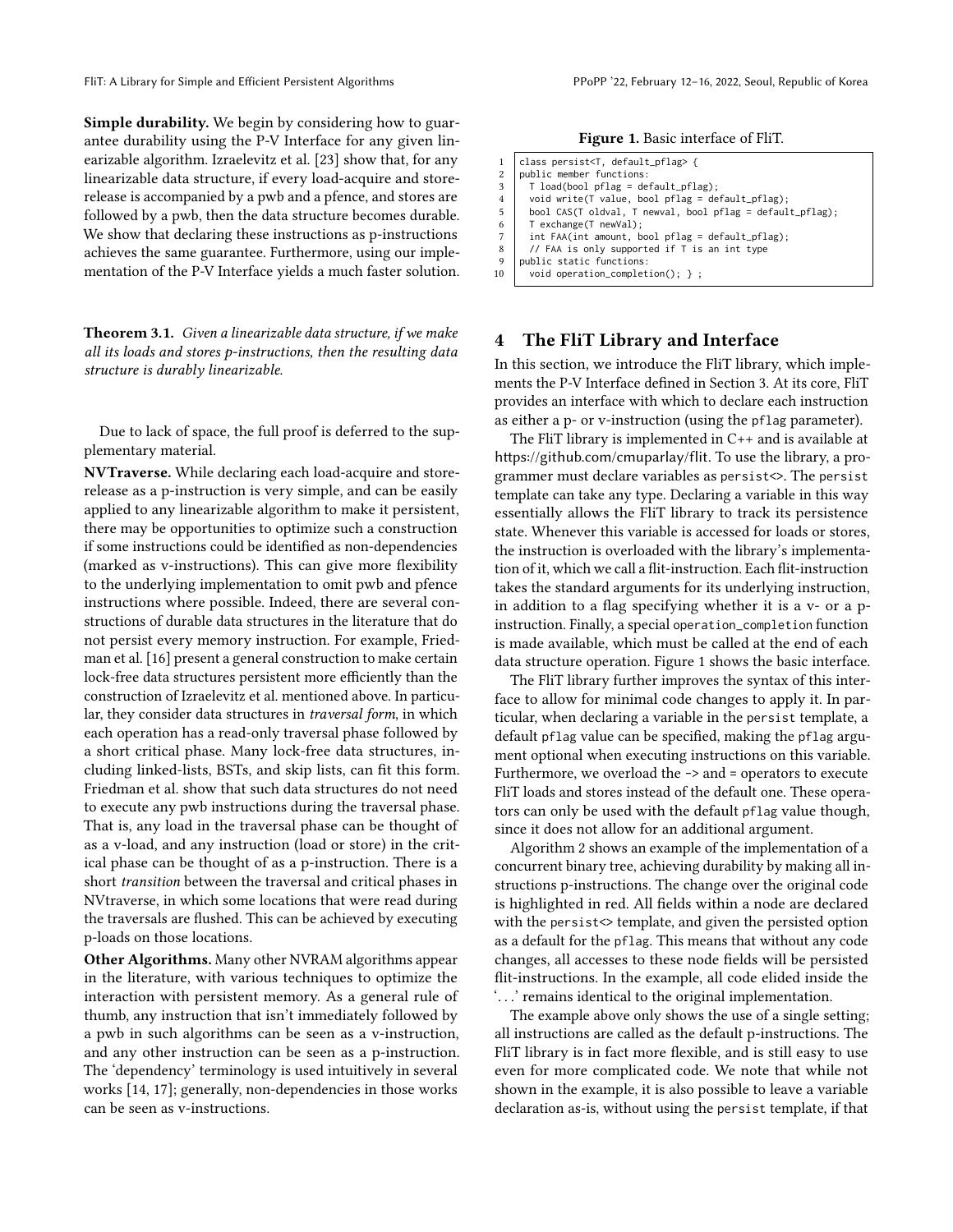**Simple durability.** We begin by considering how to guarantee durability using the P-V Interface for any given linearizable algorithm. Izraelevitz et al. [23] show that, for any linearizable data structure, if every load-acquire and store-release is accompanied by a pwb and a pfence, and stores are followed by a pwb, then the data structure becomes durable. We show that declaring these instructions as p-instructions achieves the same guarantee. Furthermore, using our implementation of the P-V Interface yields a much faster solution.

**Theorem 3.1.** *Given a linearizable data structure, if we make all its loads and stores p-instructions, then the resulting data structure is durably linearizable.*

Due to lack of space, the full proof is deferred to the supplementary material.

**NVTraverse.** While declaring each load-acquire and store-release as a p-instruction is very simple, and can be easily applied to any linearizable algorithm to make it persistent, there may be opportunities to optimize such a construction if some instructions could be identified as non-dependencies (marked as v-instructions). This can give more flexibility to the underlying implementation to omit pwb and pfence instructions where possible. Indeed, there are several constructions of durable data structures in the literature that do not persist every memory instruction. For example, Friedman et al. [16] present a general construction to make certain lock-free data structures persistent more efficiently than the construction of Izraelevitz et al. mentioned above. In particular, they consider data structures in *traversal form*, in which each operation has a read-only traversal phase followed by a short critical phase. Many lock-free data structures, including linked-lists, BSTs, and skip lists, can fit this form. Friedman et al. show that such data structures do not need to execute any pwb instructions during the traversal phase. That is, any load in the traversal phase can be thought of as a v-load, and any instruction (load or store) in the critical phase can be thought of as a p-instruction. There is a short *transition* between the traversal and critical phases in NVtraverse, in which some locations that were read during the traversals are flushed. This can be achieved by executing p-loads on those locations.

**Other Algorithms.** Many other NVRAM algorithms appear in the literature, with various techniques to optimize the interaction with persistent memory. As a general rule of thumb, any instruction that isn't immediately followed by a pwb in such algorithms can be seen as a v-instruction, and any other instruction can be seen as a p-instruction. The 'dependency' terminology is used intuitively in several works [14, 17]; generally, non-dependencies in those works can be seen as v-instructions.

**Figure 1.** Basic interface of FliT.

```
1  class persist<T, default_pflag> {
2  public member functions:
3    T load(bool pflag = default_pflag);
4    void write(T value, bool pflag = default_pflag);
5    bool CAS(T oldval, T newval, bool pflag = default_pflag);
6    T exchange(T newVal);
7    int FAA(int amount, bool pflag = default_pflag);
8    // FAA is only supported if T is an int type
9  public static functions:
10   void operation_completion(); } ;
```

## 4 The FliT Library and Interface

In this section, we introduce the FliT library, which implements the P-V Interface defined in Section 3. At its core, FliT provides an interface with which to declare each instruction as either a p- or v-instruction (using the `pflag` parameter).

The FliT library is implemented in C++ and is available at https://github.com/cmuparlay/flit. To use the library, a programmer must declare variables as `persist<>`. The `persist` template can take any type. Declaring a variable in this way essentially allows the FliT library to track its persistence state. Whenever this variable is accessed for loads or stores, the instruction is overloaded with the library's implementation of it, which we call a flit-instruction. Each flit-instruction takes the standard arguments for its underlying instruction, in addition to a flag specifying whether it is a v- or a p-instruction. Finally, a special `operation_completion` function is made available, which must be called at the end of each data structure operation. Figure 1 shows the basic interface.

The FliT library further improves the syntax of this interface to allow for minimal code changes to apply it. In particular, when declaring a variable in the `persist` template, a default `pflag` value can be specified, making the `pflag` argument optional when executing instructions on this variable. Furthermore, we overload the `->` and `=` operators to execute FliT loads and stores instead of the default one. These operators can only be used with the default `pflag` value though, since it does not allow for an additional argument.

Algorithm 2 shows an example of the implementation of a concurrent binary tree, achieving durability by making all instructions p-instructions. The change over the original code is highlighted in red. All fields within a node are declared with the `persist<>` template, and given the persisted option as a default for the `pflag`. This means that without any code changes, all accesses to these node fields will be persisted flit-instructions. In the example, all code elided inside the '...' remains identical to the original implementation.

The example above only shows the use of a single setting; all instructions are called as the default p-instructions. The FliT library is in fact more flexible, and is still easy to use even for more complicated code. We note that while not shown in the example, it is also possible to leave a variable declaration as-is, without using the `persist` template, if that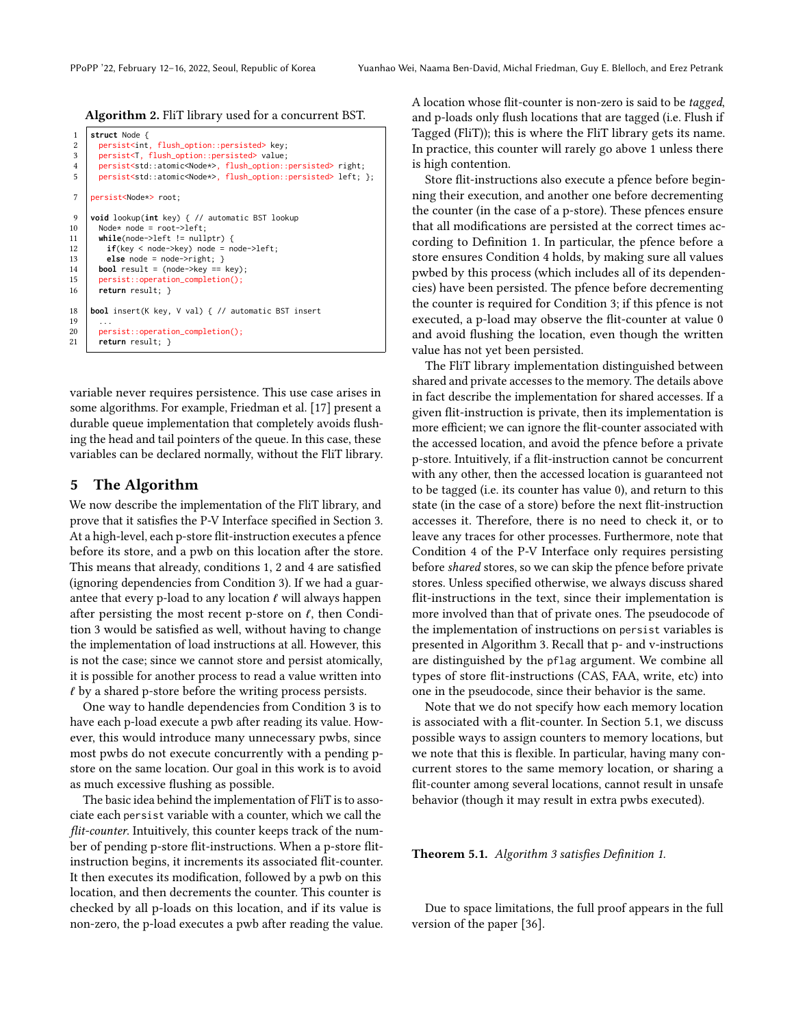**Algorithm 2.** FliT library used for a concurrent BST.

```
1  struct Node {
2    persist<int, flush_option::persisted> key;
3    persist<T, flush_option::persisted> value;
4    persist<std::atomic<Node*>, flush_option::persisted> right;
5    persist<std::atomic<Node*>, flush_option::persisted> left; };

7  persist<Node*> root;

9  void lookup(int key) { // automatic BST lookup
10   Node* node = root->left;
11   while(node->left != nullptr) {
12     if(key < node->key) node = node->left;
13     else node = node->right; }
14   bool result = (node->key == key);
15   persist::operation_completion();
16   return result; }

18 bool insert(K key, V val) { // automatic BST insert
19   ...
20   persist::operation_completion();
21   return result; }
```

variable never requires persistence. This use case arises in some algorithms. For example, Friedman et al. [17] present a durable queue implementation that completely avoids flushing the head and tail pointers of the queue. In this case, these variables can be declared normally, without the FliT library.

## 5 The Algorithm

We now describe the implementation of the FliT library, and prove that it satisfies the P-V Interface specified in Section 3. At a high-level, each p-store flit-instruction executes a pfence before its store, and a pwb on this location after the store. This means that already, conditions 1, 2 and 4 are satisfied (ignoring dependencies from Condition 3). If we had a guarantee that every p-load to any location $\ell$ will always happen after persisting the most recent p-store on $\ell$, then Condition 3 would be satisfied as well, without having to change the implementation of load instructions at all. However, this is not the case; since we cannot store and persist atomically, it is possible for another process to read a value written into $\ell$ by a shared p-store before the writing process persists.

One way to handle dependencies from Condition 3 is to have each p-load execute a pwb after reading its value. However, this would introduce many unnecessary pwbs, since most pwbs do not execute concurrently with a pending p-store on the same location. Our goal in this work is to avoid as much excessive flushing as possible.

The basic idea behind the implementation of FliT is to associate each persist variable with a counter, which we call the *flit-counter*. Intuitively, this counter keeps track of the number of pending p-store flit-instructions. When a p-store flit-instruction begins, it increments its associated flit-counter. It then executes its modification, followed by a pwb on this location, and then decrements the counter. This counter is checked by all p-loads on this location, and if its value is non-zero, the p-load executes a pwb after reading the value. A location whose flit-counter is non-zero is said to be *tagged*, and p-loads only flush locations that are tagged (i.e. Flush if Tagged (FliT)); this is where the FliT library gets its name. In practice, this counter will rarely go above 1 unless there is high contention.

Store flit-instructions also execute a pfence before beginning their execution, and another one before decrementing the counter (in the case of a p-store). These pfences ensure that all modifications are persisted at the correct times according to Definition 1. In particular, the pfence before a store ensures Condition 4 holds, by making sure all values pwbed by this process (which includes all of its dependencies) have been persisted. The pfence before decrementing the counter is required for Condition 3; if this pfence is not executed, a p-load may observe the flit-counter at value 0 and avoid flushing the location, even though the written value has not yet been persisted.

The FliT library implementation distinguished between shared and private accesses to the memory. The details above in fact describe the implementation for shared accesses. If a given flit-instruction is private, then its implementation is more efficient; we can ignore the flit-counter associated with the accessed location, and avoid the pfence before a private p-store. Intuitively, if a flit-instruction cannot be concurrent with any other, then the accessed location is guaranteed not to be tagged (i.e. its counter has value 0), and return to this state (in the case of a store) before the next flit-instruction accesses it. Therefore, there is no need to check it, or to leave any traces for other processes. Furthermore, note that Condition 4 of the P-V Interface only requires persisting before *shared* stores, so we can skip the pfence before private stores. Unless specified otherwise, we always discuss shared flit-instructions in the text, since their implementation is more involved than that of private ones. The pseudocode of the implementation of instructions on persist variables is presented in Algorithm 3. Recall that p- and v-instructions are distinguished by the pflag argument. We combine all types of store flit-instructions (CAS, FAA, write, etc) into one in the pseudocode, since their behavior is the same.

Note that we do not specify how each memory location is associated with a flit-counter. In Section 5.1, we discuss possible ways to assign counters to memory locations, but we note that this is flexible. In particular, having many concurrent stores to the same memory location, or sharing a flit-counter among several locations, cannot result in unsafe behavior (though it may result in extra pwbs executed).

**Theorem 5.1.** *Algorithm 3 satisfies Definition 1.*

Due to space limitations, the full proof appears in the full version of the paper [36].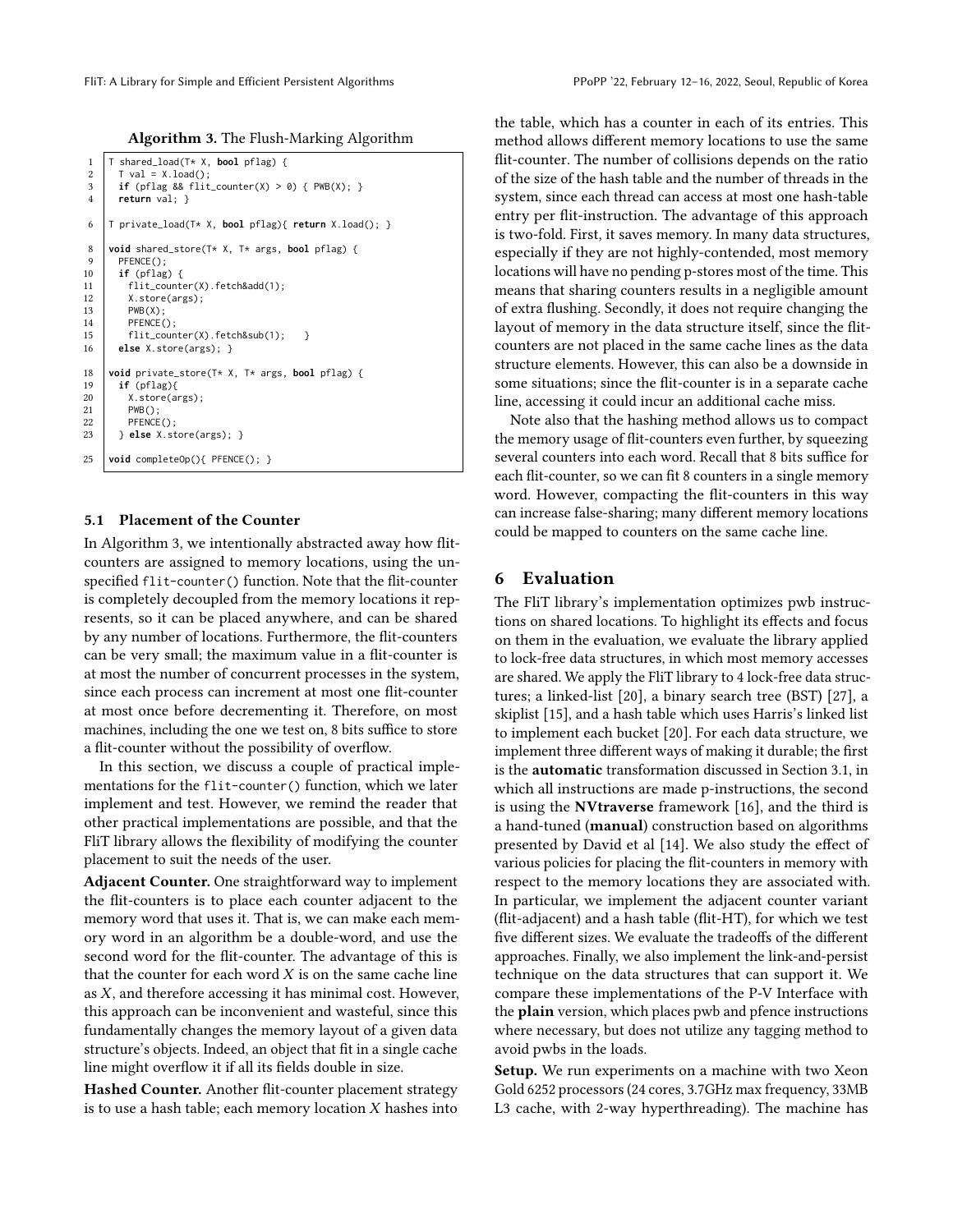**Algorithm 3.** The Flush-Marking Algorithm

```
1  T shared_load(T* X, bool pflag) {
2    T val = X.load();
3    if (pflag && flit_counter(X) > 0) { PWB(X); }
4    return val; }

6  T private_load(T* X, bool pflag){ return X.load(); }

8  void shared_store(T* X, T* args, bool pflag) {
9    PFENCE();
10   if (pflag) {
11     flit_counter(X).fetch&add(1);
12     X.store(args);
13     PWB(X);
14     PFENCE();
15     flit_counter(X).fetch&sub(1);    }
16   else X.store(args); }

18 void private_store(T* X, T* args, bool pflag) {
19   if (pflag){
20     X.store(args);
21     PWB();
22     PFENCE();
23   } else X.store(args); }

25 void completeOp(){ PFENCE(); }
```

### 5.1 Placement of the Counter

In Algorithm 3, we intentionally abstracted away how flit-counters are assigned to memory locations, using the unspecified `flit-counter()` function. Note that the flit-counter is completely decoupled from the memory locations it represents, so it can be placed anywhere, and can be shared by any number of locations. Furthermore, the flit-counters can be very small; the maximum value in a flit-counter is at most the number of concurrent processes in the system, since each process can increment at most one flit-counter at most once before decrementing it. Therefore, on most machines, including the one we test on, 8 bits suffice to store a flit-counter without the possibility of overflow.

In this section, we discuss a couple of practical implementations for the `flit-counter()` function, which we later implement and test. However, we remind the reader that other practical implementations are possible, and that the FliT library allows the flexibility of modifying the counter placement to suit the needs of the user.

**Adjacent Counter.** One straightforward way to implement the flit-counters is to place each counter adjacent to the memory word that uses it. That is, we can make each memory word in an algorithm be a double-word, and use the second word for the flit-counter. The advantage of this is that the counter for each word $X$ is on the same cache line as $X$, and therefore accessing it has minimal cost. However, this approach can be inconvenient and wasteful, since this fundamentally changes the memory layout of a given data structure's objects. Indeed, an object that fit in a single cache line might overflow it if all its fields double in size.

**Hashed Counter.** Another flit-counter placement strategy is to use a hash table; each memory location $X$ hashes into the table, which has a counter in each of its entries. This method allows different memory locations to use the same flit-counter. The number of collisions depends on the ratio of the size of the hash table and the number of threads in the system, since each thread can access at most one hash-table entry per flit-instruction. The advantage of this approach is two-fold. First, it saves memory. In many data structures, especially if they are not highly-contended, most memory locations will have no pending p-stores most of the time. This means that sharing counters results in a negligible amount of extra flushing. Secondly, it does not require changing the layout of memory in the data structure itself, since the flit-counters are not placed in the same cache lines as the data structure elements. However, this can also be a downside in some situations; since the flit-counter is in a separate cache line, accessing it could incur an additional cache miss.

Note also that the hashing method allows us to compact the memory usage of flit-counters even further, by squeezing several counters into each word. Recall that 8 bits suffice for each flit-counter, so we can fit 8 counters in a single memory word. However, compacting the flit-counters in this way can increase false-sharing; many different memory locations could be mapped to counters on the same cache line.

## 6 Evaluation

The FliT library's implementation optimizes pwb instructions on shared locations. To highlight its effects and focus on them in the evaluation, we evaluate the library applied to lock-free data structures, in which most memory accesses are shared. We apply the FliT library to 4 lock-free data structures; a linked-list [20], a binary search tree (BST) [27], a skiplist [15], and a hash table which uses Harris's linked list to implement each bucket [20]. For each data structure, we implement three different ways of making it durable; the first is the **automatic** transformation discussed in Section 3.1, in which all instructions are made p-instructions, the second is using the **NVtraverse** framework [16], and the third is a hand-tuned (**manual**) construction based on algorithms presented by David et al [14]. We also study the effect of various policies for placing the flit-counters in memory with respect to the memory locations they are associated with. In particular, we implement the adjacent counter variant (flit-adjacent) and a hash table (flit-HT), for which we test five different sizes. We evaluate the tradeoffs of the different approaches. Finally, we also implement the link-and-persist technique on the data structures that can support it. We compare these implementations of the P-V Interface with the **plain** version, which places pwb and pfence instructions where necessary, but does not utilize any tagging method to avoid pwbs in the loads.

**Setup.** We run experiments on a machine with two Xeon Gold 6252 processors (24 cores, 3.7GHz max frequency, 33MB L3 cache, with 2-way hyperthreading). The machine has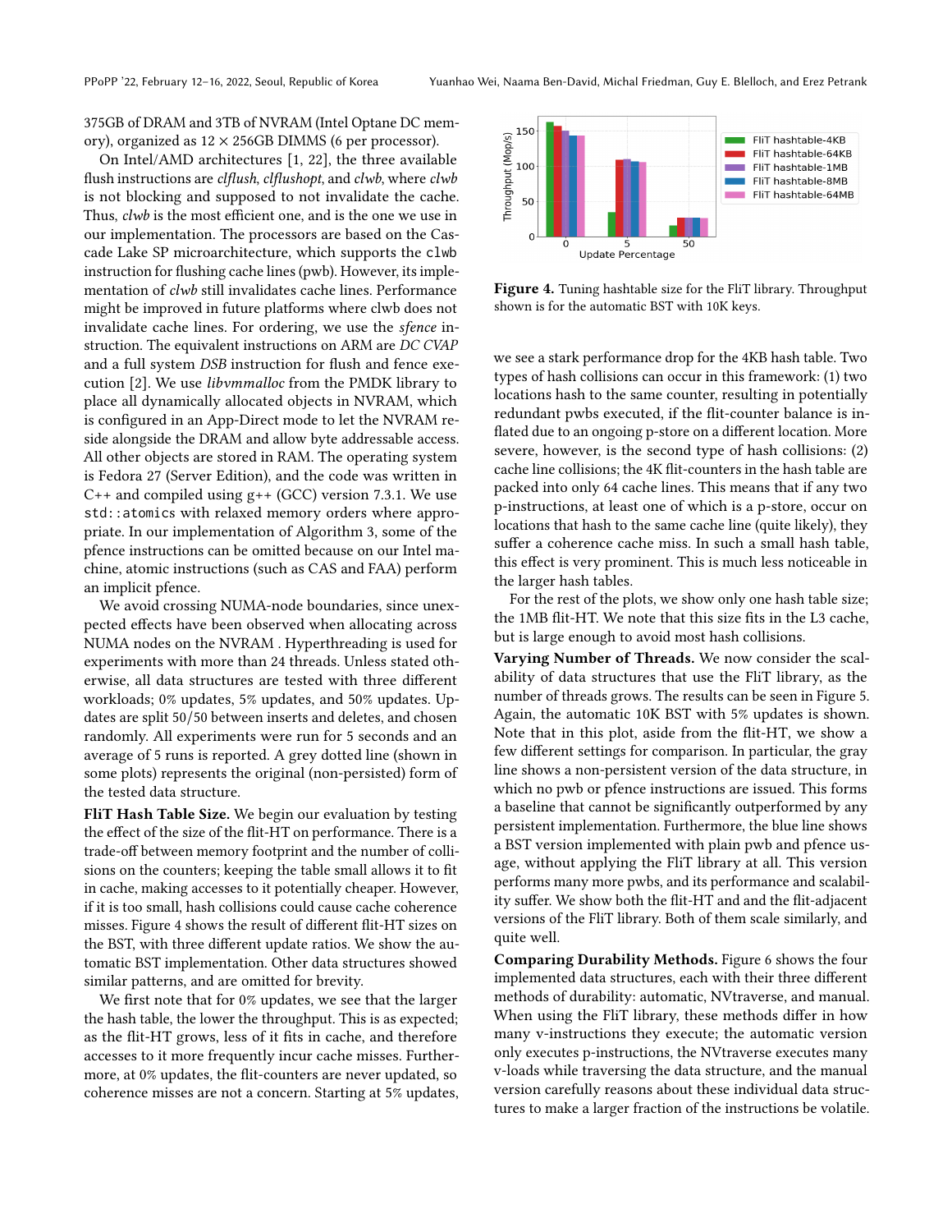375GB of DRAM and 3TB of NVRAM (Intel Optane DC memory), organized as 12 × 256GB DIMMS (6 per processor).

On Intel/AMD architectures [1, 22], the three available flush instructions are *clflush*, *clflushopt*, and *clwb*, where *clwb* is not blocking and supposed to not invalidate the cache. Thus, *clwb* is the most efficient one, and is the one we use in our implementation. The processors are based on the Cascade Lake SP microarchitecture, which supports the `clwb` instruction for flushing cache lines (pwb). However, its implementation of *clwb* still invalidates cache lines. Performance might be improved in future platforms where clwb does not invalidate cache lines. For ordering, we use the *sfence* instruction. The equivalent instructions on ARM are *DC CVAP* and a full system *DSB* instruction for flush and fence execution [2]. We use *libvmmalloc* from the PMDK library to place all dynamically allocated objects in NVRAM, which is configured in an App-Direct mode to let the NVRAM reside alongside the DRAM and allow byte addressable access. All other objects are stored in RAM. The operating system is Fedora 27 (Server Edition), and the code was written in C++ and compiled using g++ (GCC) version 7.3.1. We use `std::atomics` with relaxed memory orders where appropriate. In our implementation of Algorithm 3, some of the pfence instructions can be omitted because on our Intel machine, atomic instructions (such as CAS and FAA) perform an implicit pfence.

We avoid crossing NUMA-node boundaries, since unexpected effects have been observed when allocating across NUMA nodes on the NVRAM . Hyperthreading is used for experiments with more than 24 threads. Unless stated otherwise, all data structures are tested with three different workloads; 0% updates, 5% updates, and 50% updates. Updates are split 50/50 between inserts and deletes, and chosen randomly. All experiments were run for 5 seconds and an average of 5 runs is reported. A grey dotted line (shown in some plots) represents the original (non-persisted) form of the tested data structure.

**FliT Hash Table Size.** We begin our evaluation by testing the effect of the size of the flit-HT on performance. There is a trade-off between memory footprint and the number of collisions on the counters; keeping the table small allows it to fit in cache, making accesses to it potentially cheaper. However, if it is too small, hash collisions could cause cache coherence misses. Figure 4 shows the result of different flit-HT sizes on the BST, with three different update ratios. We show the automatic BST implementation. Other data structures showed similar patterns, and are omitted for brevity.

We first note that for 0% updates, we see that the larger the hash table, the lower the throughput. This is as expected; as the flit-HT grows, less of it fits in cache, and therefore accesses to it more frequently incur cache misses. Furthermore, at 0% updates, the flit-counters are never updated, so coherence misses are not a concern. Starting at 5% updates, we see a stark performance drop for the 4KB hash table. Two types of hash collisions can occur in this framework: (1) two locations hash to the same counter, resulting in potentially redundant pwbs executed, if the flit-counter balance is inflated due to an ongoing p-store on a different location. More severe, however, is the second type of hash collisions: (2) cache line collisions; the 4K flit-counters in the hash table are packed into only 64 cache lines. This means that if any two p-instructions, at least one of which is a p-store, occur on locations that hash to the same cache line (quite likely), they suffer a coherence cache miss. In such a small hash table, this effect is very prominent. This is much less noticeable in the larger hash tables.

**Figure 4.** Tuning hashtable size for the FliT library. Throughput shown is for the automatic BST with 10K keys.

For the rest of the plots, we show only one hash table size; the 1MB flit-HT. We note that this size fits in the L3 cache, but is large enough to avoid most hash collisions.

**Varying Number of Threads.** We now consider the scalability of data structures that use the FliT library, as the number of threads grows. The results can be seen in Figure 5. Again, the automatic 10K BST with 5% updates is shown. Note that in this plot, aside from the flit-HT, we show a few different settings for comparison. In particular, the gray line shows a non-persistent version of the data structure, in which no pwb or pfence instructions are issued. This forms a baseline that cannot be significantly outperformed by any persistent implementation. Furthermore, the blue line shows a BST version implemented with plain pwb and pfence usage, without applying the FliT library at all. This version performs many more pwbs, and its performance and scalability suffer. We show both the flit-HT and and the flit-adjacent versions of the FliT library. Both of them scale similarly, and quite well.

**Comparing Durability Methods.** Figure 6 shows the four implemented data structures, each with their three different methods of durability: automatic, NVtraverse, and manual. When using the FliT library, these methods differ in how many v-instructions they execute; the automatic version only executes p-instructions, the NVtraverse executes many v-loads while traversing the data structure, and the manual version carefully reasons about these individual data structures to make a larger fraction of the instructions be volatile.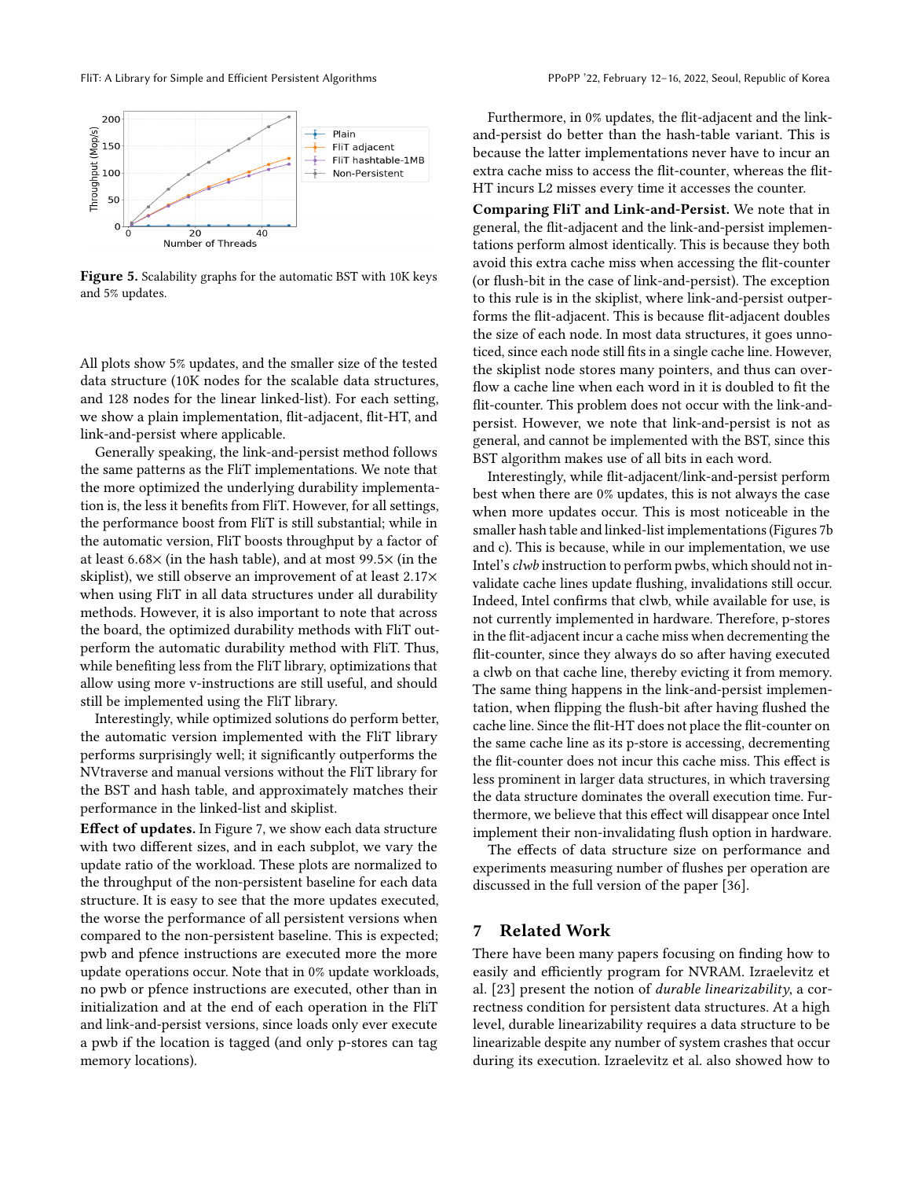**Figure 5.** Scalability graphs for the automatic BST with 10K keys and 5% updates.

All plots show 5% updates, and the smaller size of the tested data structure (10K nodes for the scalable data structures, and 128 nodes for the linear linked-list). For each setting, we show a plain implementation, flit-adjacent, flit-HT, and link-and-persist where applicable.

Generally speaking, the link-and-persist method follows the same patterns as the FliT implementations. We note that the more optimized the underlying durability implementation is, the less it benefits from FliT. However, for all settings, the performance boost from FliT is still substantial; while in the automatic version, FliT boosts throughput by a factor of at least 6.68× (in the hash table), and at most 99.5× (in the skiplist), we still observe an improvement of at least 2.17× when using FliT in all data structures under all durability methods. However, it is also important to note that across the board, the optimized durability methods with FliT outperform the automatic durability method with FliT. Thus, while benefiting less from the FliT library, optimizations that allow using more v-instructions are still useful, and should still be implemented using the FliT library.

Interestingly, while optimized solutions do perform better, the automatic version implemented with the FliT library performs surprisingly well; it significantly outperforms the NVtraverse and manual versions without the FliT library for the BST and hash table, and approximately matches their performance in the linked-list and skiplist.

**Effect of updates.** In Figure 7, we show each data structure with two different sizes, and in each subplot, we vary the update ratio of the workload. These plots are normalized to the throughput of the non-persistent baseline for each data structure. It is easy to see that the more updates executed, the worse the performance of all persistent versions when compared to the non-persistent baseline. This is expected; pwb and pfence instructions are executed more the more update operations occur. Note that in 0% update workloads, no pwb or pfence instructions are executed, other than in initialization and at the end of each operation in the FliT and link-and-persist versions, since loads only ever execute a pwb if the location is tagged (and only p-stores can tag memory locations).

Furthermore, in 0% updates, the flit-adjacent and the link-and-persist do better than the hash-table variant. This is because the latter implementations never have to incur an extra cache miss to access the flit-counter, whereas the flit-HT incurs L2 misses every time it accesses the counter.

**Comparing FliT and Link-and-Persist.** We note that in general, the flit-adjacent and the link-and-persist implementations perform almost identically. This is because they both avoid this extra cache miss when accessing the flit-counter (or flush-bit in the case of link-and-persist). The exception to this rule is in the skiplist, where link-and-persist outperforms the flit-adjacent. This is because flit-adjacent doubles the size of each node. In most data structures, it goes unnoticed, since each node still fits in a single cache line. However, the skiplist node stores many pointers, and thus can overflow a cache line when each word in it is doubled to fit the flit-counter. This problem does not occur with the link-and-persist. However, we note that link-and-persist is not as general, and cannot be implemented with the BST, since this BST algorithm makes use of all bits in each word.

Interestingly, while flit-adjacent/link-and-persist perform best when there are 0% updates, this is not always the case when more updates occur. This is most noticeable in the smaller hash table and linked-list implementations (Figures 7b and c). This is because, while in our implementation, we use Intel's *clwb* instruction to perform pwbs, which should not invalidate cache lines update flushing, invalidations still occur. Indeed, Intel confirms that clwb, while available for use, is not currently implemented in hardware. Therefore, p-stores in the flit-adjacent incur a cache miss when decrementing the flit-counter, since they always do so after having executed a clwb on that cache line, thereby evicting it from memory. The same thing happens in the link-and-persist implementation, when flipping the flush-bit after having flushed the cache line. Since the flit-HT does not place the flit-counter on the same cache line as its p-store is accessing, decrementing the flit-counter does not incur this cache miss. This effect is less prominent in larger data structures, in which traversing the data structure dominates the overall execution time. Furthermore, we believe that this effect will disappear once Intel implement their non-invalidating flush option in hardware.

The effects of data structure size on performance and experiments measuring number of flushes per operation are discussed in the full version of the paper [36].

## 7 Related Work

There have been many papers focusing on finding how to easily and efficiently program for NVRAM. Izraelevitz et al. [23] present the notion of *durable linearizability*, a correctness condition for persistent data structures. At a high level, durable linearizability requires a data structure to be linearizable despite any number of system crashes that occur during its execution. Izraelevitz et al. also showed how to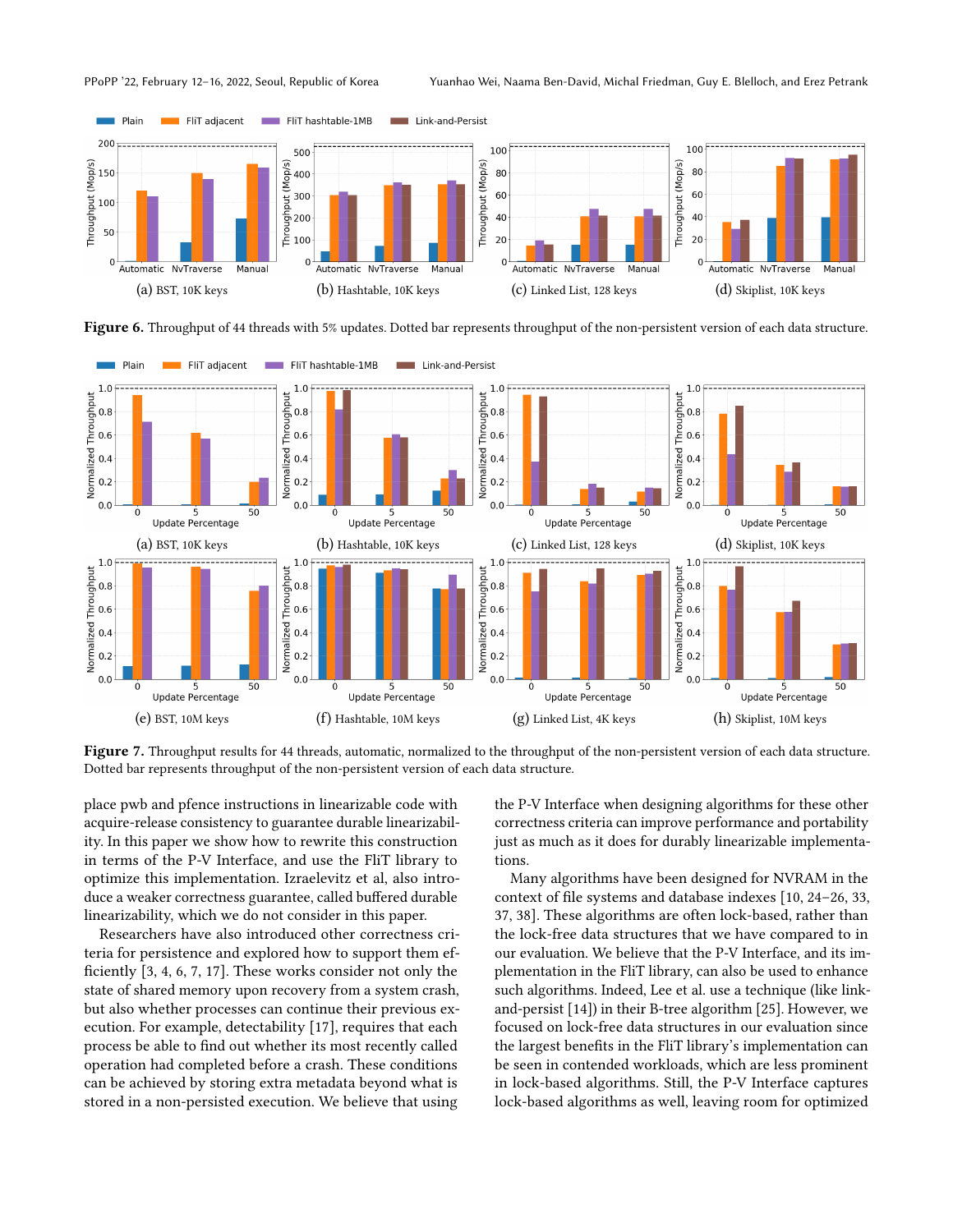Figure 6. Throughput of 44 threads with 5% updates. Dotted bar represents throughput of the non-persistent version of each data structure.

Figure 7. Throughput results for 44 threads, automatic, normalized to the throughput of the non-persistent version of each data structure. Dotted bar represents throughput of the non-persistent version of each data structure.

place pwb and pfence instructions in linearizable code with acquire-release consistency to guarantee durable linearizability. In this paper we show how to rewrite this construction in terms of the P-V Interface, and use the FliT library to optimize this implementation. Izraelevitz et al, also introduce a weaker correctness guarantee, called buffered durable linearizability, which we do not consider in this paper.

Researchers have also introduced other correctness criteria for persistence and explored how to support them efficiently [3, 4, 6, 7, 17]. These works consider not only the state of shared memory upon recovery from a system crash, but also whether processes can continue their previous execution. For example, detectability [17], requires that each process be able to find out whether its most recently called operation had completed before a crash. These conditions can be achieved by storing extra metadata beyond what is stored in a non-persisted execution. We believe that using the P-V Interface when designing algorithms for these other correctness criteria can improve performance and portability just as much as it does for durably linearizable implementations.

Many algorithms have been designed for NVRAM in the context of file systems and database indexes [10, 24–26, 33, 37, 38]. These algorithms are often lock-based, rather than the lock-free data structures that we have compared to in our evaluation. We believe that the P-V Interface, and its implementation in the FliT library, can also be used to enhance such algorithms. Indeed, Lee et al. use a technique (like link-and-persist [14]) in their B-tree algorithm [25]. However, we focused on lock-free data structures in our evaluation since the largest benefits in the FliT library's implementation can be seen in contended workloads, which are less prominent in lock-based algorithms. Still, the P-V Interface captures lock-based algorithms as well, leaving room for optimized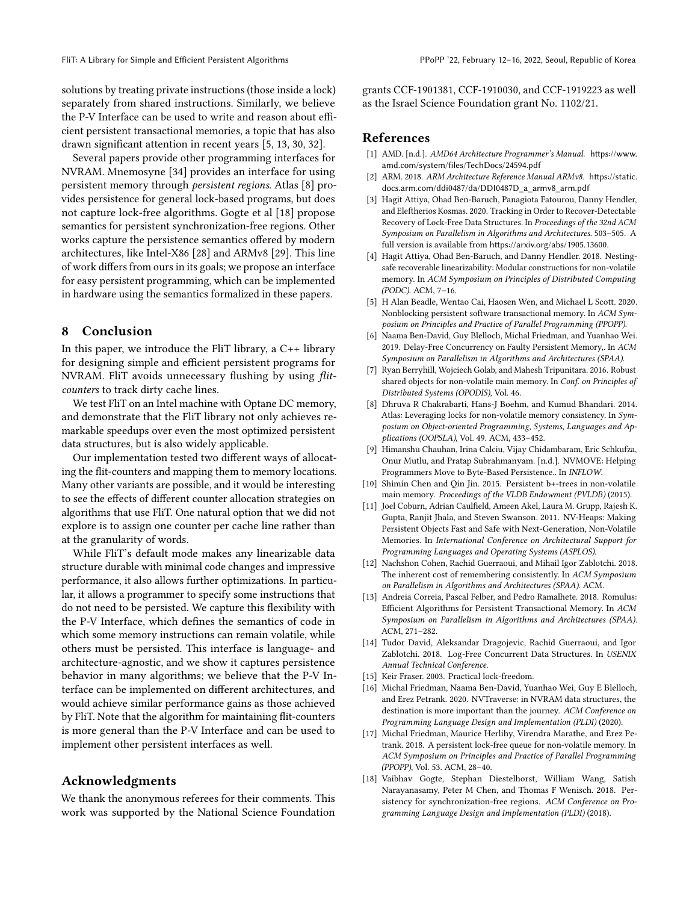solutions by treating private instructions (those inside a lock) separately from shared instructions. Similarly, we believe the P-V Interface can be used to write and reason about efficient persistent transactional memories, a topic that has also drawn significant attention in recent years [5, 13, 30, 32].

Several papers provide other programming interfaces for NVRAM. Mnemosyne [34] provides an interface for using persistent memory through *persistent regions*. Atlas [8] provides persistence for general lock-based programs, but does not capture lock-free algorithms. Gogte et al [18] propose semantics for persistent synchronization-free regions. Other works capture the persistence semantics offered by modern architectures, like Intel-X86 [28] and ARMv8 [29]. This line of work differs from ours in its goals; we propose an interface for easy persistent programming, which can be implemented in hardware using the semantics formalized in these papers.

## 8 Conclusion

In this paper, we introduce the FliT library, a C++ library for designing simple and efficient persistent programs for NVRAM. FliT avoids unnecessary flushing by using *flit-counters* to track dirty cache lines.

We test FliT on an Intel machine with Optane DC memory, and demonstrate that the FliT library not only achieves remarkable speedups over even the most optimized persistent data structures, but is also widely applicable.

Our implementation tested two different ways of allocating the flit-counters and mapping them to memory locations. Many other variants are possible, and it would be interesting to see the effects of different counter allocation strategies on algorithms that use FliT. One natural option that we did not explore is to assign one counter per cache line rather than at the granularity of words.

While FliT's default mode makes any linearizable data structure durable with minimal code changes and impressive performance, it also allows further optimizations. In particular, it allows a programmer to specify some instructions that do not need to be persisted. We capture this flexibility with the P-V Interface, which defines the semantics of code in which some memory instructions can remain volatile, while others must be persisted. This interface is language- and architecture-agnostic, and we show it captures persistence behavior in many algorithms; we believe that the P-V Interface can be implemented on different architectures, and would achieve similar performance gains as those achieved by FliT. Note that the algorithm for maintaining flit-counters is more general than the P-V Interface and can be used to implement other persistent interfaces as well.

## Acknowledgments

We thank the anonymous referees for their comments. This work was supported by the National Science Foundation grants CCF-1901381, CCF-1910030, and CCF-1919223 as well as the Israel Science Foundation grant No. 1102/21.

## References

[1] AMD. [n.d.]. *AMD64 Architecture Programmer's Manual*. https://www.amd.com/system/files/TechDocs/24594.pdf

[2] ARM. 2018. *ARM Architecture Reference Manual ARMv8*. https://static.docs.arm.com/ddi0487/da/DDI0487D_a_armv8_arm.pdf

[3] Hagit Attiya, Ohad Ben-Baruch, Panagiota Fatourou, Danny Hendler, and Eleftherios Kosmas. 2020. Tracking in Order to Recover-Detectable Recovery of Lock-Free Data Structures. In *Proceedings of the 32nd ACM Symposium on Parallelism in Algorithms and Architectures*. 503–505. A full version is available from https://arxiv.org/abs/1905.13600.

[4] Hagit Attiya, Ohad Ben-Baruch, and Danny Hendler. 2018. Nesting-safe recoverable linearizability: Modular constructions for non-volatile memory. In *ACM Symposium on Principles of Distributed Computing (PODC)*. ACM, 7–16.

[5] H Alan Beadle, Wentao Cai, Haosen Wen, and Michael L Scott. 2020. Nonblocking persistent software transactional memory. In *ACM Symposium on Principles and Practice of Parallel Programming (PPOPP)*.

[6] Naama Ben-David, Guy Blelloch, Michal Friedman, and Yuanhao Wei. 2019. Delay-Free Concurrency on Faulty Persistent Memory,. In *ACM Symposium on Parallelism in Algorithms and Architectures (SPAA)*.

[7] Ryan Berryhill, Wojciech Golab, and Mahesh Tripunitara. 2016. Robust shared objects for non-volatile main memory. In *Conf. on Principles of Distributed Systems (OPODIS)*, Vol. 46.

[8] Dhruva R Chakrabarti, Hans-J Boehm, and Kumud Bhandari. 2014. Atlas: Leveraging locks for non-volatile memory consistency. In *Symposium on Object-oriented Programming, Systems, Languages and Applications (OOPSLA)*, Vol. 49. ACM, 433–452.

[9] Himanshu Chauhan, Irina Calciu, Vijay Chidambaram, Eric Schkufza, Onur Mutlu, and Pratap Subrahmanyam. [n.d.]. NVMOVE: Helping Programmers Move to Byte-Based Persistence.. In *INFLOW*.

[10] Shimin Chen and Qin Jin. 2015. Persistent b+-trees in non-volatile main memory. *Proceedings of the VLDB Endowment (PVLDB)* (2015).

[11] Joel Coburn, Adrian Caulfield, Ameen Akel, Laura M. Grupp, Rajesh K. Gupta, Ranjit Jhala, and Steven Swanson. 2011. NV-Heaps: Making Persistent Objects Fast and Safe with Next-Generation, Non-Volatile Memories. In *International Conference on Architectural Support for Programming Languages and Operating Systems (ASPLOS)*.

[12] Nachshon Cohen, Rachid Guerraoui, and Mihail Igor Zablotchi. 2018. The inherent cost of remembering consistently. In *ACM Symposium on Parallelism in Algorithms and Architectures (SPAA)*. ACM.

[13] Andreia Correia, Pascal Felber, and Pedro Ramalhete. 2018. Romulus: Efficient Algorithms for Persistent Transactional Memory. In *ACM Symposium on Parallelism in Algorithms and Architectures (SPAA)*. ACM, 271–282.

[14] Tudor David, Aleksandar Dragojevic, Rachid Guerraoui, and Igor Zablotchi. 2018. Log-Free Concurrent Data Structures. In *USENIX Annual Technical Conference*.

[15] Keir Fraser. 2003. Practical lock-freedom.

[16] Michal Friedman, Naama Ben-David, Yuanhao Wei, Guy E Blelloch, and Erez Petrank. 2020. NVTraverse: in NVRAM data structures, the destination is more important than the journey. *ACM Conference on Programming Language Design and Implementation (PLDI)* (2020).

[17] Michal Friedman, Maurice Herlihy, Virendra Marathe, and Erez Petrank. 2018. A persistent lock-free queue for non-volatile memory. In *ACM Symposium on Principles and Practice of Parallel Programming (PPOPP)*, Vol. 53. ACM, 28–40.

[18] Vaibhav Gogte, Stephan Diestelhorst, William Wang, Satish Narayanasamy, Peter M Chen, and Thomas F Wenisch. 2018. Persistency for synchronization-free regions. *ACM Conference on Programming Language Design and Implementation (PLDI)* (2018).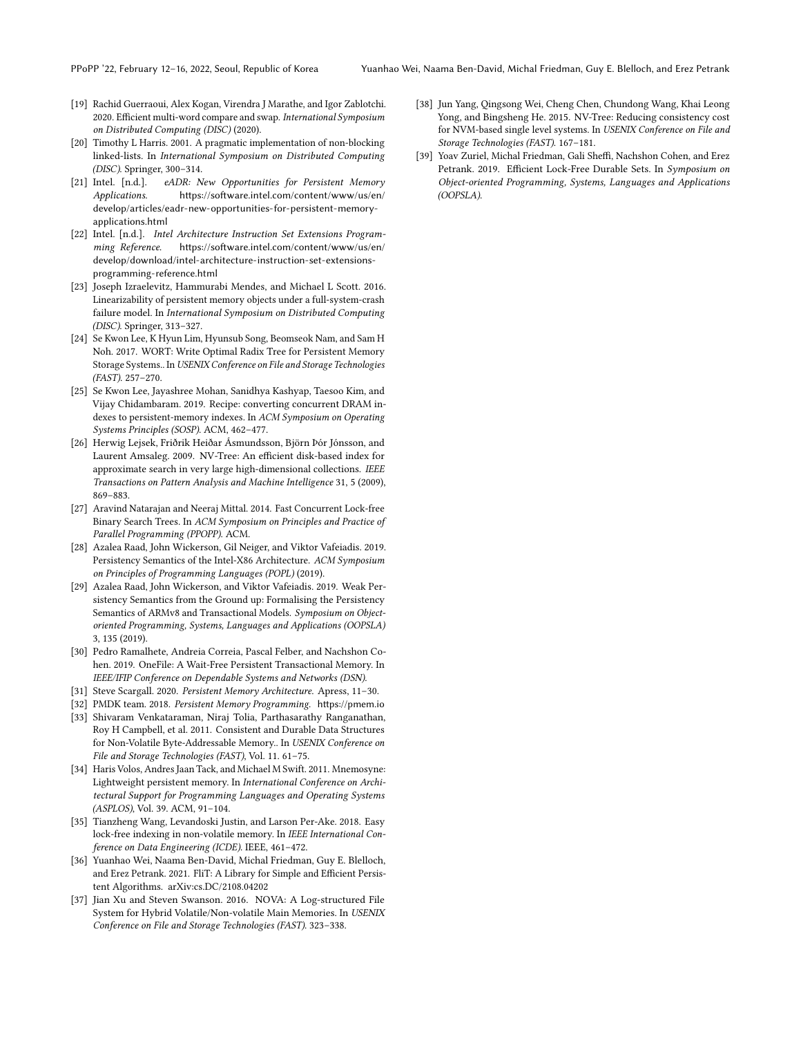[19] Rachid Guerraoui, Alex Kogan, Virendra J Marathe, and Igor Zablotchi. 2020. Efficient multi-word compare and swap. *International Symposium on Distributed Computing (DISC)* (2020).

[20] Timothy L Harris. 2001. A pragmatic implementation of non-blocking linked-lists. In *International Symposium on Distributed Computing (DISC)*. Springer, 300–314.

[21] Intel. [n.d.]. *eADR: New Opportunities for Persistent Memory Applications*. https://software.intel.com/content/www/us/en/develop/articles/eadr-new-opportunities-for-persistent-memory-applications.html

[22] Intel. [n.d.]. *Intel Architecture Instruction Set Extensions Programming Reference*. https://software.intel.com/content/www/us/en/develop/download/intel-architecture-instruction-set-extensions-programming-reference.html

[23] Joseph Izraelevitz, Hammurabi Mendes, and Michael L Scott. 2016. Linearizability of persistent memory objects under a full-system-crash failure model. In *International Symposium on Distributed Computing (DISC)*. Springer, 313–327.

[24] Se Kwon Lee, K Hyun Lim, Hyunsub Song, Beomseok Nam, and Sam H Noh. 2017. WORT: Write Optimal Radix Tree for Persistent Memory Storage Systems.. In *USENIX Conference on File and Storage Technologies (FAST)*. 257–270.

[25] Se Kwon Lee, Jayashree Mohan, Sanidhya Kashyap, Taesoo Kim, and Vijay Chidambaram. 2019. Recipe: converting concurrent DRAM indexes to persistent-memory indexes. In *ACM Symposium on Operating Systems Principles (SOSP)*. ACM, 462–477.

[26] Herwig Lejsek, Friðrik Heiðar Ásmundsson, Björn Þór Jónsson, and Laurent Amsaleg. 2009. NV-Tree: An efficient disk-based index for approximate search in very large high-dimensional collections. *IEEE Transactions on Pattern Analysis and Machine Intelligence* 31, 5 (2009), 869–883.

[27] Aravind Natarajan and Neeraj Mittal. 2014. Fast Concurrent Lock-free Binary Search Trees. In *ACM Symposium on Principles and Practice of Parallel Programming (PPOPP)*. ACM.

[28] Azalea Raad, John Wickerson, Gil Neiger, and Viktor Vafeiadis. 2019. Persistency Semantics of the Intel-X86 Architecture. *ACM Symposium on Principles of Programming Languages (POPL)* (2019).

[29] Azalea Raad, John Wickerson, and Viktor Vafeiadis. 2019. Weak Persistency Semantics from the Ground up: Formalising the Persistency Semantics of ARMv8 and Transactional Models. *Symposium on Object-oriented Programming, Systems, Languages and Applications (OOPSLA)* 3, 135 (2019).

[30] Pedro Ramalhete, Andreia Correia, Pascal Felber, and Nachshon Cohen. 2019. OneFile: A Wait-Free Persistent Transactional Memory. In *IEEE/IFIP Conference on Dependable Systems and Networks (DSN)*.

[31] Steve Scargall. 2020. *Persistent Memory Architecture*. Apress, 11–30.

[32] PMDK team. 2018. *Persistent Memory Programming*. https://pmem.io

[33] Shivaram Venkataraman, Niraj Tolia, Parthasarathy Ranganathan, Roy H Campbell, et al. 2011. Consistent and Durable Data Structures for Non-Volatile Byte-Addressable Memory.. In *USENIX Conference on File and Storage Technologies (FAST)*, Vol. 11. 61–75.

[34] Haris Volos, Andres Jaan Tack, and Michael M Swift. 2011. Mnemosyne: Lightweight persistent memory. In *International Conference on Architectural Support for Programming Languages and Operating Systems (ASPLOS)*, Vol. 39. ACM, 91–104.

[35] Tianzheng Wang, Levandoski Justin, and Larson Per-Ake. 2018. Easy lock-free indexing in non-volatile memory. In *IEEE International Conference on Data Engineering (ICDE)*. IEEE, 461–472.

[36] Yuanhao Wei, Naama Ben-David, Michal Friedman, Guy E. Blelloch, and Erez Petrank. 2021. FliT: A Library for Simple and Efficient Persistent Algorithms. arXiv:cs.DC/2108.04202

[37] Jian Xu and Steven Swanson. 2016. NOVA: A Log-structured File System for Hybrid Volatile/Non-volatile Main Memories. In *USENIX Conference on File and Storage Technologies (FAST)*. 323–338.

[38] Jun Yang, Qingsong Wei, Cheng Chen, Chundong Wang, Khai Leong Yong, and Bingsheng He. 2015. NV-Tree: Reducing consistency cost for NVM-based single level systems. In *USENIX Conference on File and Storage Technologies (FAST)*. 167–181.

[39] Yoav Zuriel, Michal Friedman, Gali Sheffi, Nachshon Cohen, and Erez Petrank. 2019. Efficient Lock-Free Durable Sets. In *Symposium on Object-oriented Programming, Systems, Languages and Applications (OOPSLA)*.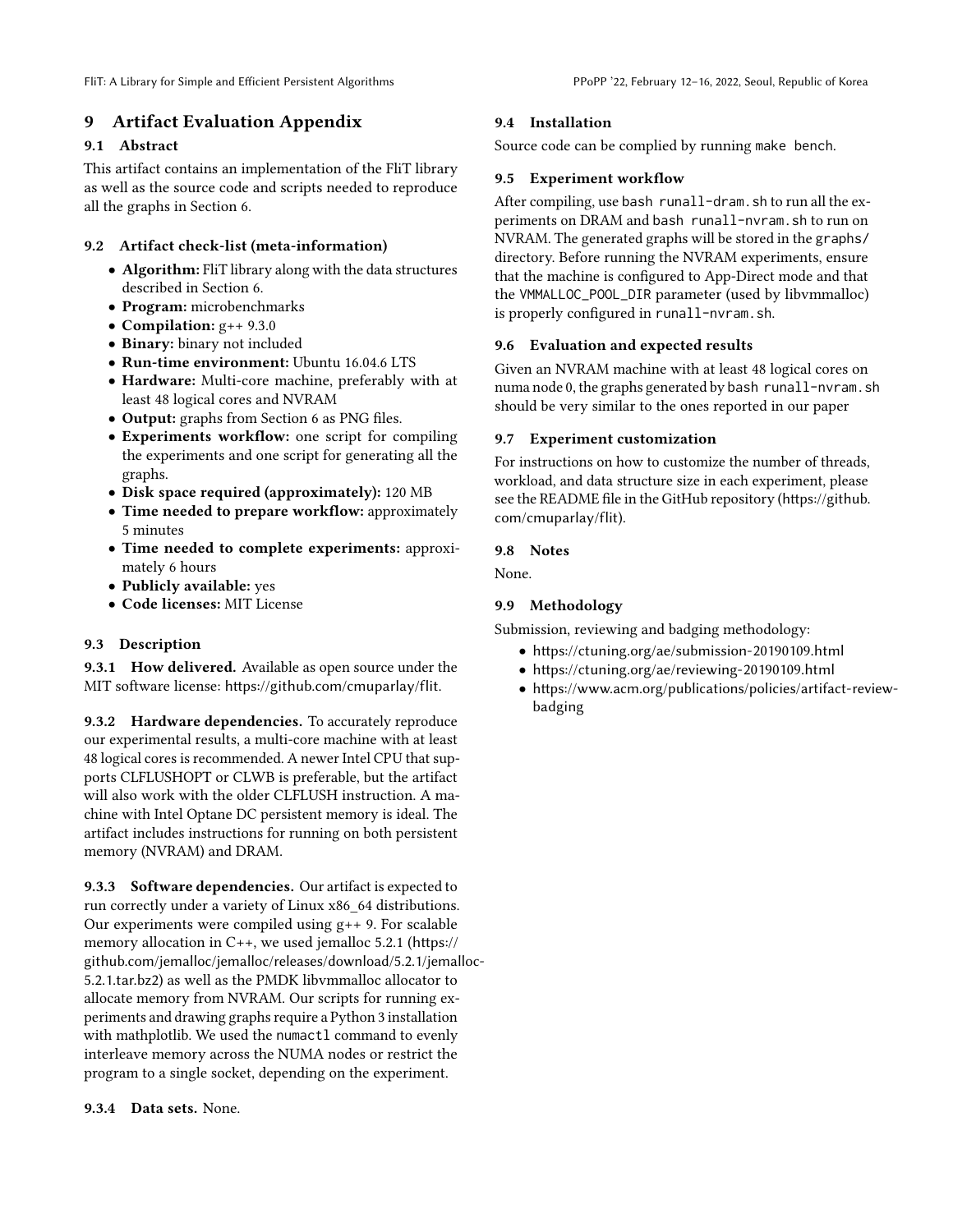## 9 Artifact Evaluation Appendix

### 9.1 Abstract

This artifact contains an implementation of the FliT library as well as the source code and scripts needed to reproduce all the graphs in Section 6.

### 9.2 Artifact check-list (meta-information)

- **Algorithm:** FliT library along with the data structures described in Section 6.
- **Program:** microbenchmarks
- **Compilation:** g++ 9.3.0
- **Binary:** binary not included
- **Run-time environment:** Ubuntu 16.04.6 LTS
- **Hardware:** Multi-core machine, preferably with at least 48 logical cores and NVRAM
- **Output:** graphs from Section 6 as PNG files.
- **Experiments workflow:** one script for compiling the experiments and one script for generating all the graphs.
- **Disk space required (approximately):** 120 MB
- **Time needed to prepare workflow:** approximately 5 minutes
- **Time needed to complete experiments:** approximately 6 hours
- **Publicly available:** yes
- **Code licenses:** MIT License

### 9.3 Description

#### 9.3.1 How delivered.

Available as open source under the MIT software license: https://github.com/cmuparlay/flit.

#### 9.3.2 Hardware dependencies.

To accurately reproduce our experimental results, a multi-core machine with at least 48 logical cores is recommended. A newer Intel CPU that supports CLFLUSHOPT or CLWB is preferable, but the artifact will also work with the older CLFLUSH instruction. A machine with Intel Optane DC persistent memory is ideal. The artifact includes instructions for running on both persistent memory (NVRAM) and DRAM.

#### 9.3.3 Software dependencies.

Our artifact is expected to run correctly under a variety of Linux x86_64 distributions. Our experiments were compiled using g++ 9. For scalable memory allocation in C++, we used jemalloc 5.2.1 (https://github.com/jemalloc/jemalloc/releases/download/5.2.1/jemalloc-5.2.1.tar.bz2) as well as the PMDK libvmmalloc allocator to allocate memory from NVRAM. Our scripts for running experiments and drawing graphs require a Python 3 installation with mathplotlib. We used the `numactl` command to evenly interleave memory across the NUMA nodes or restrict the program to a single socket, depending on the experiment.

#### 9.3.4 Data sets.

None.

### 9.4 Installation

Source code can be complied by running `make bench`.

### 9.5 Experiment workflow

After compiling, use `bash runall-dram.sh` to run all the experiments on DRAM and `bash runall-nvram.sh` to run on NVRAM. The generated graphs will be stored in the `graphs/` directory. Before running the NVRAM experiments, ensure that the machine is configured to App-Direct mode and that the `VMMALLOC_POOL_DIR` parameter (used by libvmmalloc) is properly configured in `runall-nvram.sh`.

### 9.6 Evaluation and expected results

Given an NVRAM machine with at least 48 logical cores on numa node 0, the graphs generated by `bash runall-nvram.sh` should be very similar to the ones reported in our paper

### 9.7 Experiment customization

For instructions on how to customize the number of threads, workload, and data structure size in each experiment, please see the README file in the GitHub repository (https://github.com/cmuparlay/flit).

### 9.8 Notes

None.

### 9.9 Methodology

Submission, reviewing and badging methodology:

- https://ctuning.org/ae/submission-20190109.html
- https://ctuning.org/ae/reviewing-20190109.html
- https://www.acm.org/publications/policies/artifact-review-badging